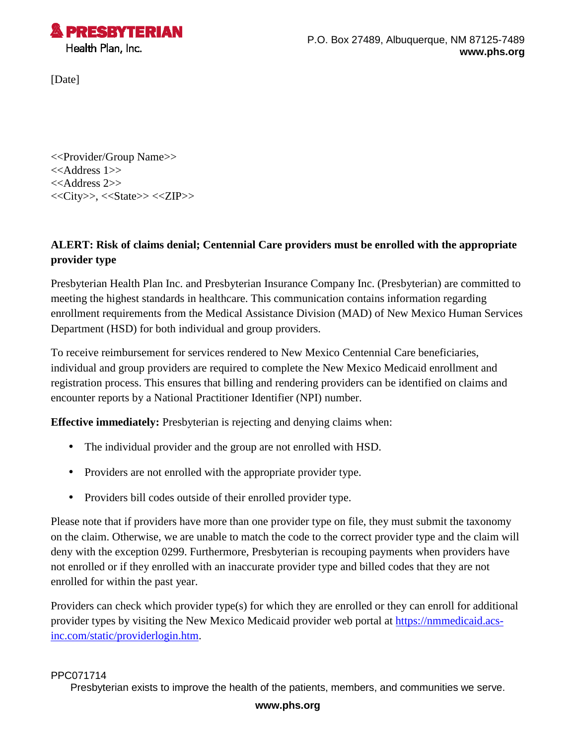**PRESBYTERIAN**
Health Plan, Inc.

P.O. Box 27489, Albuquerque, NM 87125-7489
**www.phs.org**

[Date]

<<Provider/Group Name>>
<<Address 1>>
<<Address 2>>
<<City>>, <<State>> <<ZIP>>

**ALERT: Risk of claims denial; Centennial Care providers must be enrolled with the appropriate provider type**

Presbyterian Health Plan Inc. and Presbyterian Insurance Company Inc. (Presbyterian) are committed to meeting the highest standards in healthcare. This communication contains information regarding enrollment requirements from the Medical Assistance Division (MAD) of New Mexico Human Services Department (HSD) for both individual and group providers.

To receive reimbursement for services rendered to New Mexico Centennial Care beneficiaries, individual and group providers are required to complete the New Mexico Medicaid enrollment and registration process. This ensures that billing and rendering providers can be identified on claims and encounter reports by a National Practitioner Identifier (NPI) number.

**Effective immediately:** Presbyterian is rejecting and denying claims when:

- The individual provider and the group are not enrolled with HSD.
- Providers are not enrolled with the appropriate provider type.
- Providers bill codes outside of their enrolled provider type.

Please note that if providers have more than one provider type on file, they must submit the taxonomy on the claim. Otherwise, we are unable to match the code to the correct provider type and the claim will deny with the exception 0299. Furthermore, Presbyterian is recouping payments when providers have not enrolled or if they enrolled with an inaccurate provider type and billed codes that they are not enrolled for within the past year.

Providers can check which provider type(s) for which they are enrolled or they can enroll for additional provider types by visiting the New Mexico Medicaid provider web portal at [https://nmmedicaid.acs-inc.com/static/providerlogin.htm](https://nmmedicaid.acs-inc.com/static/providerlogin.htm).

PPC071714

Presbyterian exists to improve the health of the patients, members, and communities we serve.

**www.phs.org**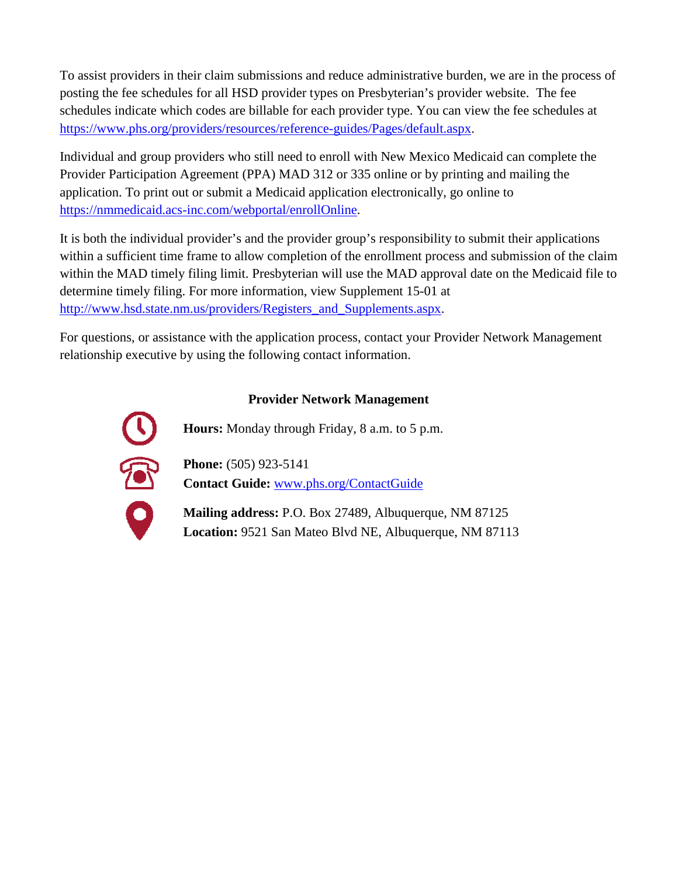To assist providers in their claim submissions and reduce administrative burden, we are in the process of posting the fee schedules for all HSD provider types on Presbyterian's provider website. The fee schedules indicate which codes are billable for each provider type. You can view the fee schedules at https://www.phs.org/providers/resources/reference-guides/Pages/default.aspx.

Individual and group providers who still need to enroll with New Mexico Medicaid can complete the Provider Participation Agreement (PPA) MAD 312 or 335 online or by printing and mailing the application. To print out or submit a Medicaid application electronically, go online to https://nmmedicaid.acs-inc.com/webportal/enrollOnline.

It is both the individual provider's and the provider group's responsibility to submit their applications within a sufficient time frame to allow completion of the enrollment process and submission of the claim within the MAD timely filing limit. Presbyterian will use the MAD approval date on the Medicaid file to determine timely filing. For more information, view Supplement 15-01 at http://www.hsd.state.nm.us/providers/Registers_and_Supplements.aspx.

For questions, or assistance with the application process, contact your Provider Network Management relationship executive by using the following contact information.

**Provider Network Management**

**Hours:** Monday through Friday, 8 a.m. to 5 p.m.

**Phone:** (505) 923-5141
**Contact Guide:** www.phs.org/ContactGuide

**Mailing address:** P.O. Box 27489, Albuquerque, NM 87125
**Location:** 9521 San Mateo Blvd NE, Albuquerque, NM 87113